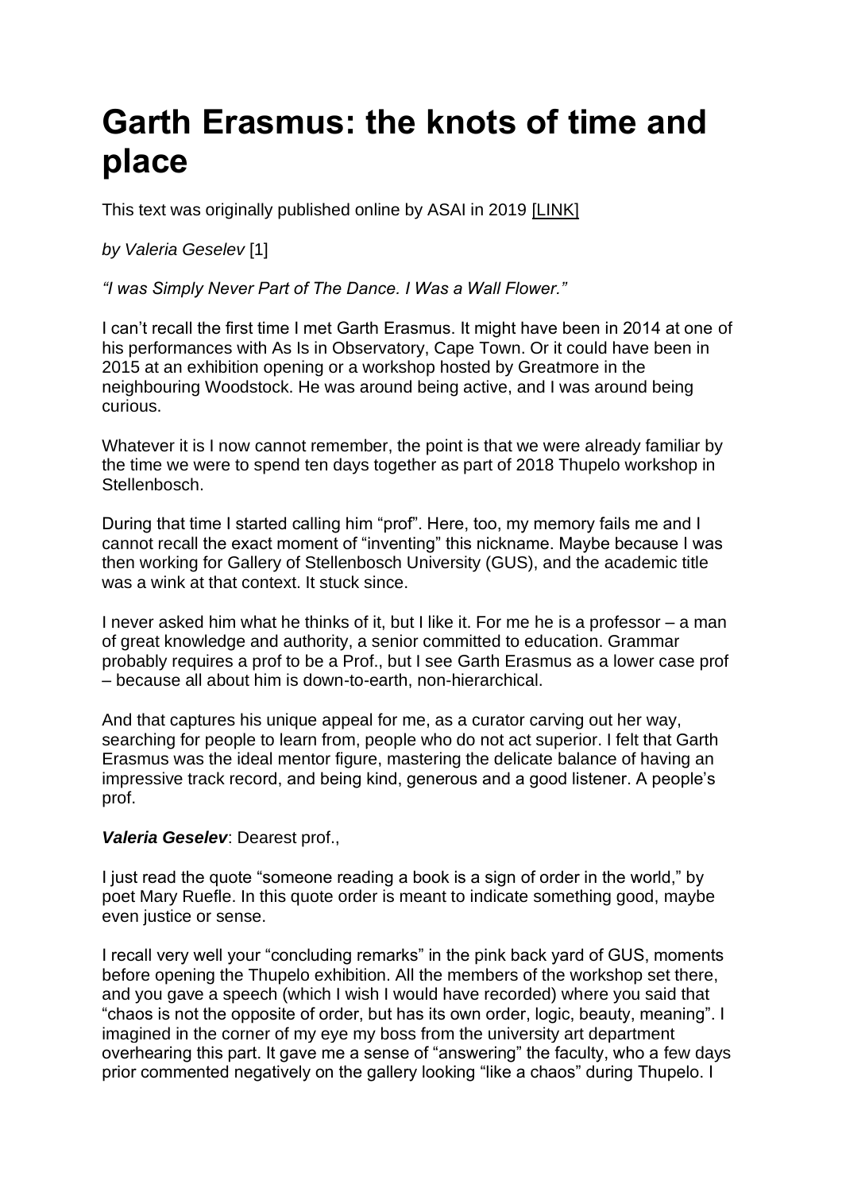# Garth Erasmus: the knots of time and place

This text was originally published online by ASAI in 2019 [LINK]

*by Valeria Geselev* [1]

*"I was Simply Never Part of The Dance. I Was a Wall Flower."*

I can't recall the first time I met Garth Erasmus. It might have been in 2014 at one of his performances with As Is in Observatory, Cape Town. Or it could have been in 2015 at an exhibition opening or a workshop hosted by Greatmore in the neighbouring Woodstock. He was around being active, and I was around being curious.

Whatever it is I now cannot remember, the point is that we were already familiar by the time we were to spend ten days together as part of 2018 Thupelo workshop in Stellenbosch.

During that time I started calling him "prof". Here, too, my memory fails me and I cannot recall the exact moment of "inventing" this nickname. Maybe because I was then working for Gallery of Stellenbosch University (GUS), and the academic title was a wink at that context. It stuck since.

I never asked him what he thinks of it, but I like it. For me he is a professor – a man of great knowledge and authority, a senior committed to education. Grammar probably requires a prof to be a Prof., but I see Garth Erasmus as a lower case prof – because all about him is down-to-earth, non-hierarchical.

And that captures his unique appeal for me, as a curator carving out her way, searching for people to learn from, people who do not act superior. I felt that Garth Erasmus was the ideal mentor figure, mastering the delicate balance of having an impressive track record, and being kind, generous and a good listener. A people's prof.

***Valeria Geselev***: Dearest prof.,

I just read the quote "someone reading a book is a sign of order in the world," by poet Mary Ruefle. In this quote order is meant to indicate something good, maybe even justice or sense.

I recall very well your "concluding remarks" in the pink back yard of GUS, moments before opening the Thupelo exhibition. All the members of the workshop set there, and you gave a speech (which I wish I would have recorded) where you said that "chaos is not the opposite of order, but has its own order, logic, beauty, meaning". I imagined in the corner of my eye my boss from the university art department overhearing this part. It gave me a sense of "answering" the faculty, who a few days prior commented negatively on the gallery looking "like a chaos" during Thupelo. I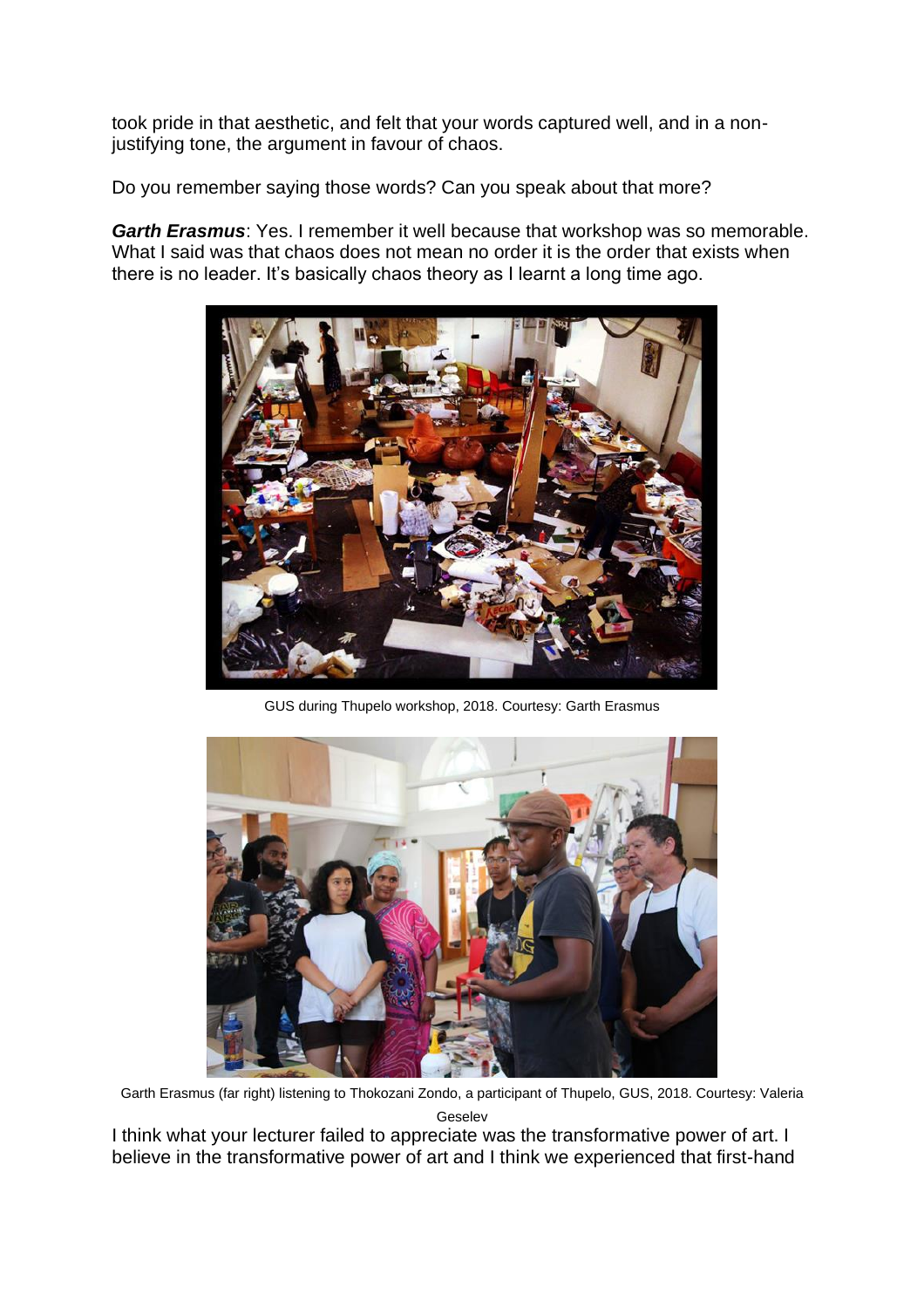took pride in that aesthetic, and felt that your words captured well, and in a non-justifying tone, the argument in favour of chaos.

Do you remember saying those words? Can you speak about that more?

***Garth Erasmus***: Yes. I remember it well because that workshop was so memorable. What I said was that chaos does not mean no order it is the order that exists when there is no leader. It's basically chaos theory as I learnt a long time ago.

GUS during Thupelo workshop, 2018. Courtesy: Garth Erasmus

Garth Erasmus (far right) listening to Thokozani Zondo, a participant of Thupelo, GUS, 2018. Courtesy: Valeria Geselev

I think what your lecturer failed to appreciate was the transformative power of art. I believe in the transformative power of art and I think we experienced that first-hand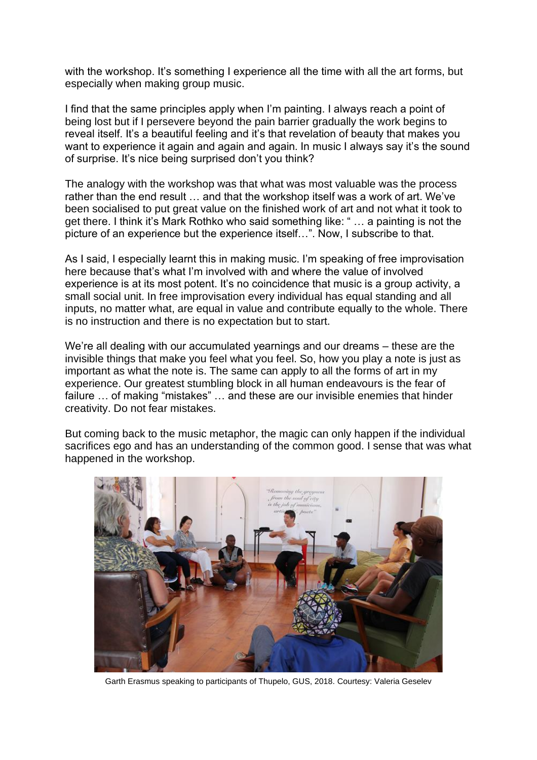with the workshop. It's something I experience all the time with all the art forms, but especially when making group music.

I find that the same principles apply when I'm painting. I always reach a point of being lost but if I persevere beyond the pain barrier gradually the work begins to reveal itself. It's a beautiful feeling and it's that revelation of beauty that makes you want to experience it again and again and again. In music I always say it's the sound of surprise. It's nice being surprised don't you think?

The analogy with the workshop was that what was most valuable was the process rather than the end result … and that the workshop itself was a work of art. We've been socialised to put great value on the finished work of art and not what it took to get there. I think it's Mark Rothko who said something like: " … a painting is not the picture of an experience but the experience itself…". Now, I subscribe to that.

As I said, I especially learnt this in making music. I'm speaking of free improvisation here because that's what I'm involved with and where the value of involved experience is at its most potent. It's no coincidence that music is a group activity, a small social unit. In free improvisation every individual has equal standing and all inputs, no matter what, are equal in value and contribute equally to the whole. There is no instruction and there is no expectation but to start.

We're all dealing with our accumulated yearnings and our dreams – these are the invisible things that make you feel what you feel. So, how you play a note is just as important as what the note is. The same can apply to all the forms of art in my experience. Our greatest stumbling block in all human endeavours is the fear of failure … of making "mistakes" … and these are our invisible enemies that hinder creativity. Do not fear mistakes.

But coming back to the music metaphor, the magic can only happen if the individual sacrifices ego and has an understanding of the common good. I sense that was what happened in the workshop.

Garth Erasmus speaking to participants of Thupelo, GUS, 2018. Courtesy: Valeria Geselev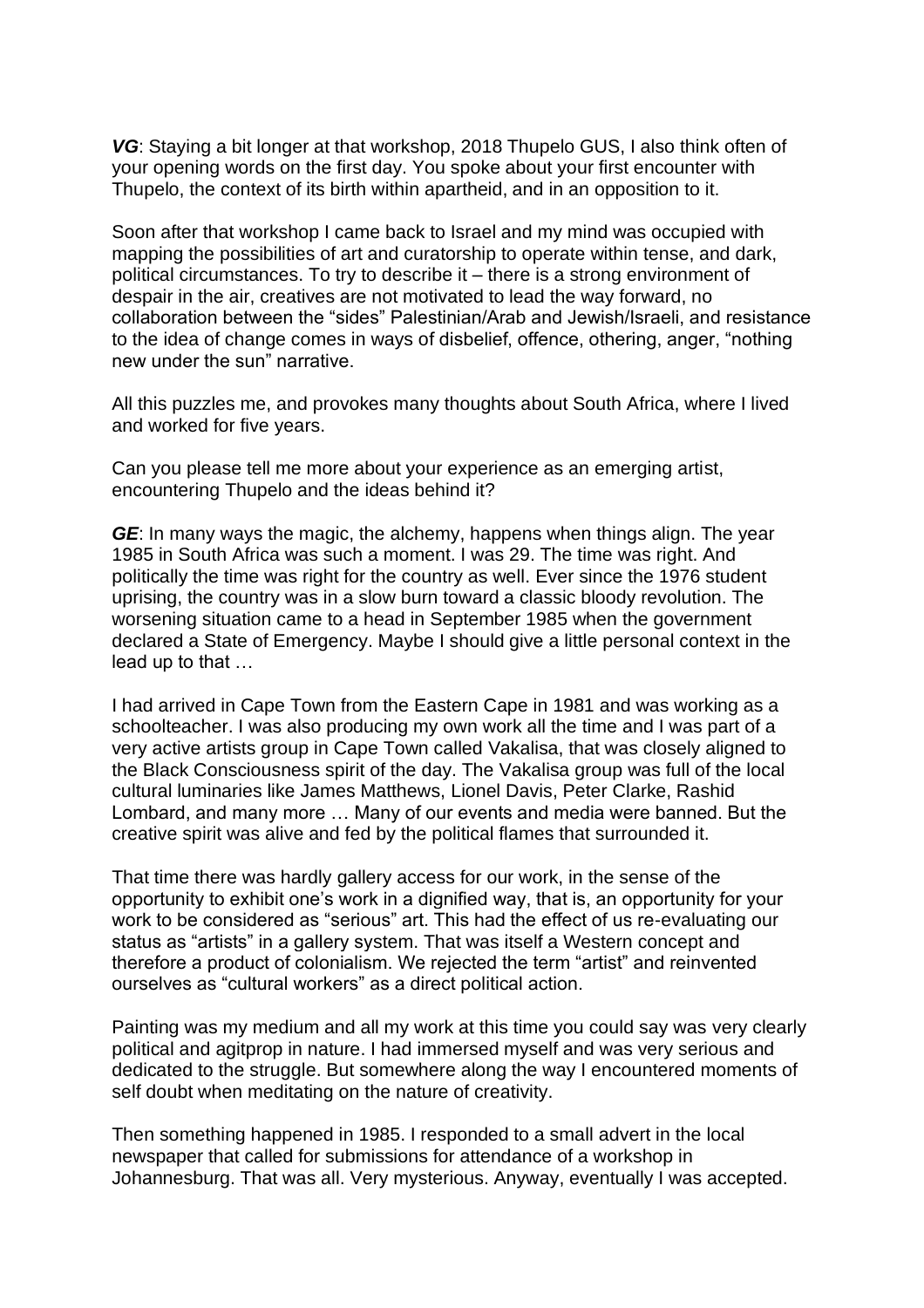***VG***: Staying a bit longer at that workshop, 2018 Thupelo GUS, I also think often of your opening words on the first day. You spoke about your first encounter with Thupelo, the context of its birth within apartheid, and in an opposition to it.

Soon after that workshop I came back to Israel and my mind was occupied with mapping the possibilities of art and curatorship to operate within tense, and dark, political circumstances. To try to describe it – there is a strong environment of despair in the air, creatives are not motivated to lead the way forward, no collaboration between the "sides" Palestinian/Arab and Jewish/Israeli, and resistance to the idea of change comes in ways of disbelief, offence, othering, anger, "nothing new under the sun" narrative.

All this puzzles me, and provokes many thoughts about South Africa, where I lived and worked for five years.

Can you please tell me more about your experience as an emerging artist, encountering Thupelo and the ideas behind it?

***GE***: In many ways the magic, the alchemy, happens when things align. The year 1985 in South Africa was such a moment. I was 29. The time was right. And politically the time was right for the country as well. Ever since the 1976 student uprising, the country was in a slow burn toward a classic bloody revolution. The worsening situation came to a head in September 1985 when the government declared a State of Emergency. Maybe I should give a little personal context in the lead up to that …

I had arrived in Cape Town from the Eastern Cape in 1981 and was working as a schoolteacher. I was also producing my own work all the time and I was part of a very active artists group in Cape Town called Vakalisa, that was closely aligned to the Black Consciousness spirit of the day. The Vakalisa group was full of the local cultural luminaries like James Matthews, Lionel Davis, Peter Clarke, Rashid Lombard, and many more … Many of our events and media were banned. But the creative spirit was alive and fed by the political flames that surrounded it.

That time there was hardly gallery access for our work, in the sense of the opportunity to exhibit one's work in a dignified way, that is, an opportunity for your work to be considered as "serious" art. This had the effect of us re-evaluating our status as "artists" in a gallery system. That was itself a Western concept and therefore a product of colonialism. We rejected the term "artist" and reinvented ourselves as "cultural workers" as a direct political action.

Painting was my medium and all my work at this time you could say was very clearly political and agitprop in nature. I had immersed myself and was very serious and dedicated to the struggle. But somewhere along the way I encountered moments of self doubt when meditating on the nature of creativity.

Then something happened in 1985. I responded to a small advert in the local newspaper that called for submissions for attendance of a workshop in Johannesburg. That was all. Very mysterious. Anyway, eventually I was accepted.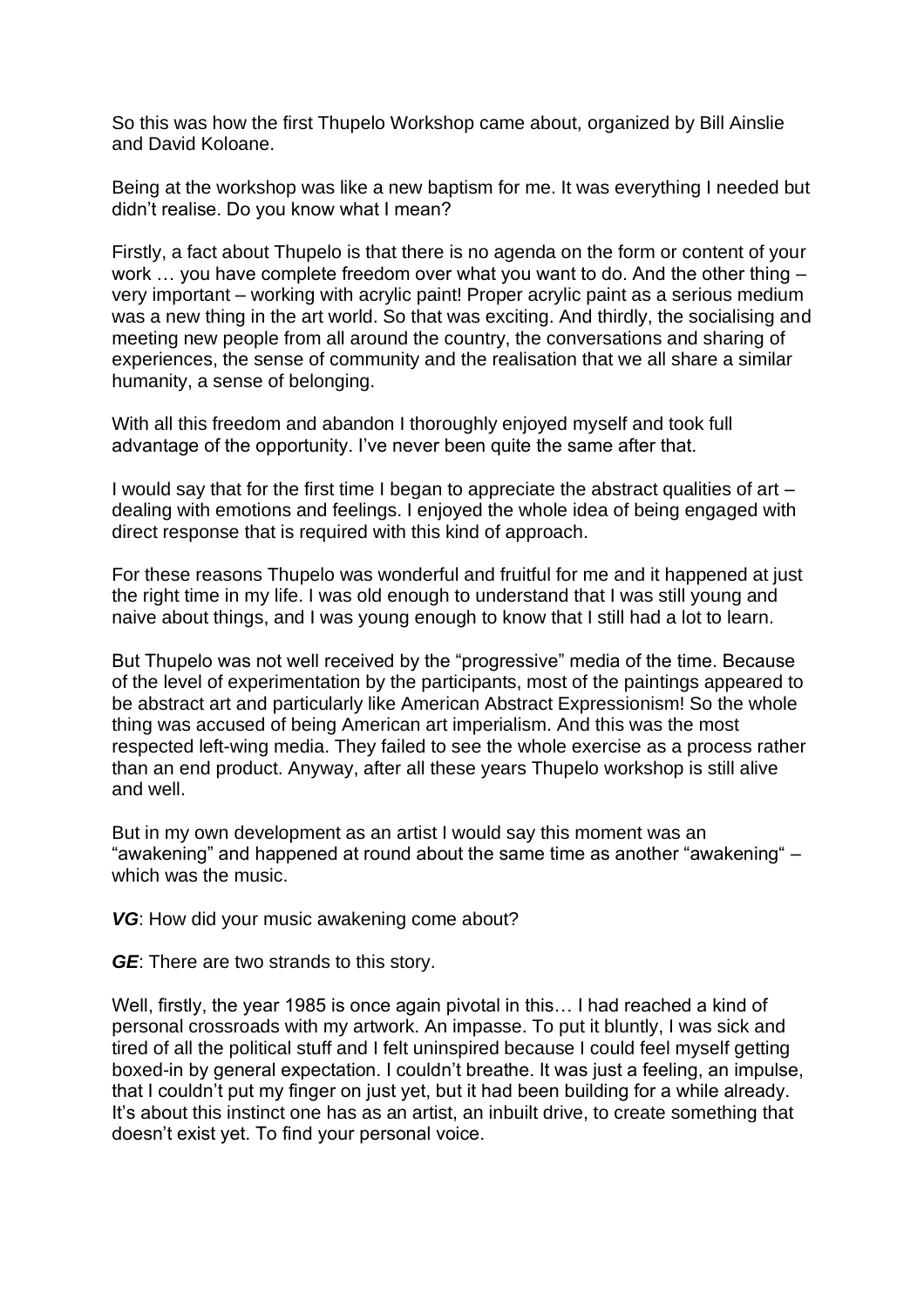So this was how the first Thupelo Workshop came about, organized by Bill Ainslie and David Koloane.

Being at the workshop was like a new baptism for me. It was everything I needed but didn't realise. Do you know what I mean?

Firstly, a fact about Thupelo is that there is no agenda on the form or content of your work … you have complete freedom over what you want to do. And the other thing – very important – working with acrylic paint! Proper acrylic paint as a serious medium was a new thing in the art world. So that was exciting. And thirdly, the socialising and meeting new people from all around the country, the conversations and sharing of experiences, the sense of community and the realisation that we all share a similar humanity, a sense of belonging.

With all this freedom and abandon I thoroughly enjoyed myself and took full advantage of the opportunity. I've never been quite the same after that.

I would say that for the first time I began to appreciate the abstract qualities of art – dealing with emotions and feelings. I enjoyed the whole idea of being engaged with direct response that is required with this kind of approach.

For these reasons Thupelo was wonderful and fruitful for me and it happened at just the right time in my life. I was old enough to understand that I was still young and naive about things, and I was young enough to know that I still had a lot to learn.

But Thupelo was not well received by the "progressive" media of the time. Because of the level of experimentation by the participants, most of the paintings appeared to be abstract art and particularly like American Abstract Expressionism! So the whole thing was accused of being American art imperialism. And this was the most respected left-wing media. They failed to see the whole exercise as a process rather than an end product. Anyway, after all these years Thupelo workshop is still alive and well.

But in my own development as an artist I would say this moment was an "awakening" and happened at round about the same time as another "awakening" – which was the music.

***VG***: How did your music awakening come about?

***GE***: There are two strands to this story.

Well, firstly, the year 1985 is once again pivotal in this… I had reached a kind of personal crossroads with my artwork. An impasse. To put it bluntly, I was sick and tired of all the political stuff and I felt uninspired because I could feel myself getting boxed-in by general expectation. I couldn't breathe. It was just a feeling, an impulse, that I couldn't put my finger on just yet, but it had been building for a while already. It's about this instinct one has as an artist, an inbuilt drive, to create something that doesn't exist yet. To find your personal voice.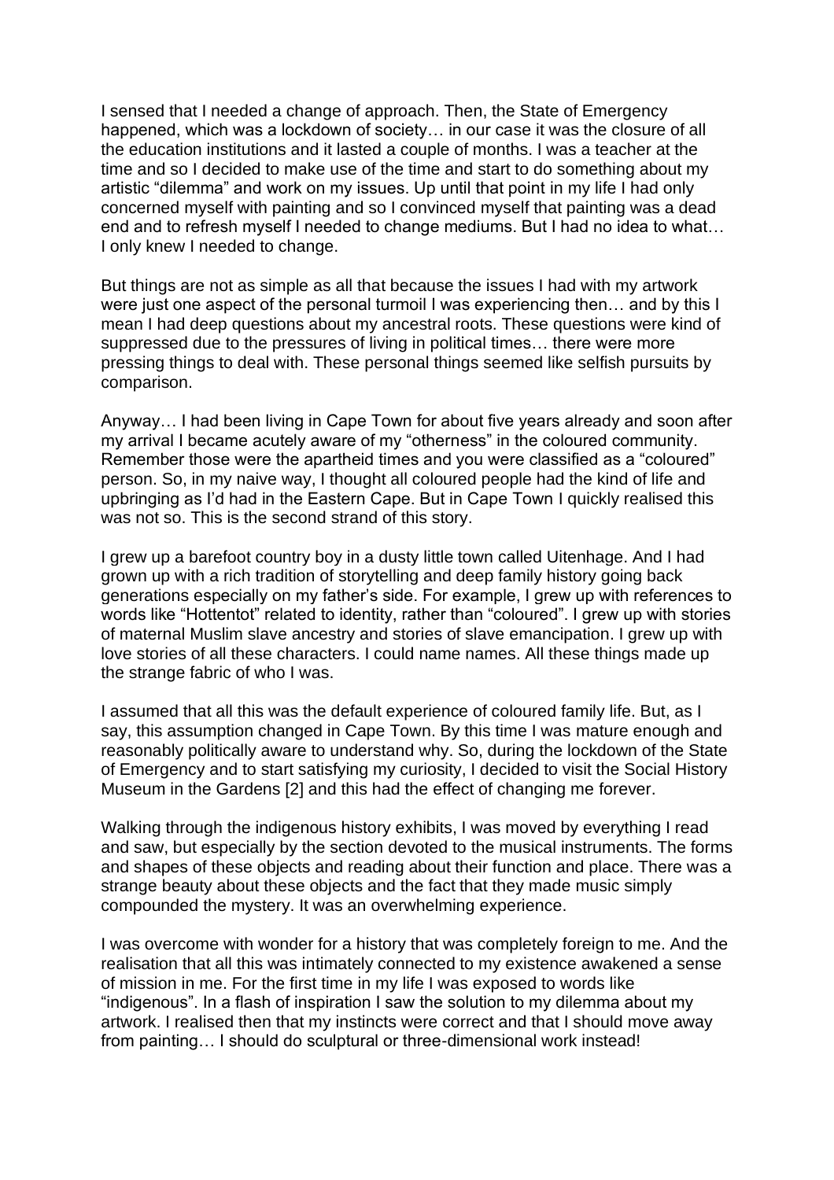I sensed that I needed a change of approach. Then, the State of Emergency happened, which was a lockdown of society… in our case it was the closure of all the education institutions and it lasted a couple of months. I was a teacher at the time and so I decided to make use of the time and start to do something about my artistic "dilemma" and work on my issues. Up until that point in my life I had only concerned myself with painting and so I convinced myself that painting was a dead end and to refresh myself I needed to change mediums. But I had no idea to what… I only knew I needed to change.

But things are not as simple as all that because the issues I had with my artwork were just one aspect of the personal turmoil I was experiencing then… and by this I mean I had deep questions about my ancestral roots. These questions were kind of suppressed due to the pressures of living in political times… there were more pressing things to deal with. These personal things seemed like selfish pursuits by comparison.

Anyway… I had been living in Cape Town for about five years already and soon after my arrival I became acutely aware of my "otherness" in the coloured community. Remember those were the apartheid times and you were classified as a "coloured" person. So, in my naive way, I thought all coloured people had the kind of life and upbringing as I'd had in the Eastern Cape. But in Cape Town I quickly realised this was not so. This is the second strand of this story.

I grew up a barefoot country boy in a dusty little town called Uitenhage. And I had grown up with a rich tradition of storytelling and deep family history going back generations especially on my father's side. For example, I grew up with references to words like "Hottentot" related to identity, rather than "coloured". I grew up with stories of maternal Muslim slave ancestry and stories of slave emancipation. I grew up with love stories of all these characters. I could name names. All these things made up the strange fabric of who I was.

I assumed that all this was the default experience of coloured family life. But, as I say, this assumption changed in Cape Town. By this time I was mature enough and reasonably politically aware to understand why. So, during the lockdown of the State of Emergency and to start satisfying my curiosity, I decided to visit the Social History Museum in the Gardens [2] and this had the effect of changing me forever.

Walking through the indigenous history exhibits, I was moved by everything I read and saw, but especially by the section devoted to the musical instruments. The forms and shapes of these objects and reading about their function and place. There was a strange beauty about these objects and the fact that they made music simply compounded the mystery. It was an overwhelming experience.

I was overcome with wonder for a history that was completely foreign to me. And the realisation that all this was intimately connected to my existence awakened a sense of mission in me. For the first time in my life I was exposed to words like "indigenous". In a flash of inspiration I saw the solution to my dilemma about my artwork. I realised then that my instincts were correct and that I should move away from painting… I should do sculptural or three-dimensional work instead!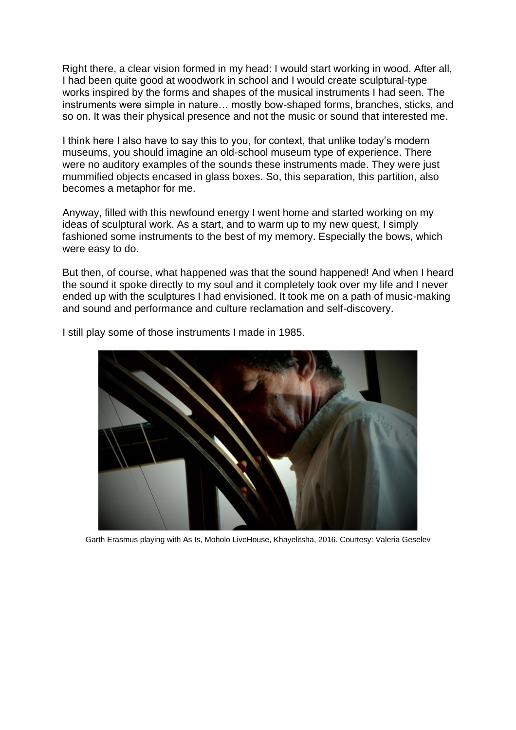Right there, a clear vision formed in my head: I would start working in wood. After all, I had been quite good at woodwork in school and I would create sculptural-type works inspired by the forms and shapes of the musical instruments I had seen. The instruments were simple in nature… mostly bow-shaped forms, branches, sticks, and so on. It was their physical presence and not the music or sound that interested me.

I think here I also have to say this to you, for context, that unlike today's modern museums, you should imagine an old-school museum type of experience. There were no auditory examples of the sounds these instruments made. They were just mummified objects encased in glass boxes. So, this separation, this partition, also becomes a metaphor for me.

Anyway, filled with this newfound energy I went home and started working on my ideas of sculptural work. As a start, and to warm up to my new quest, I simply fashioned some instruments to the best of my memory. Especially the bows, which were easy to do.

But then, of course, what happened was that the sound happened! And when I heard the sound it spoke directly to my soul and it completely took over my life and I never ended up with the sculptures I had envisioned. It took me on a path of music-making and sound and performance and culture reclamation and self-discovery.

I still play some of those instruments I made in 1985.

Garth Erasmus playing with As Is, Moholo LiveHouse, Khayelitsha, 2016. Courtesy: Valeria Geselev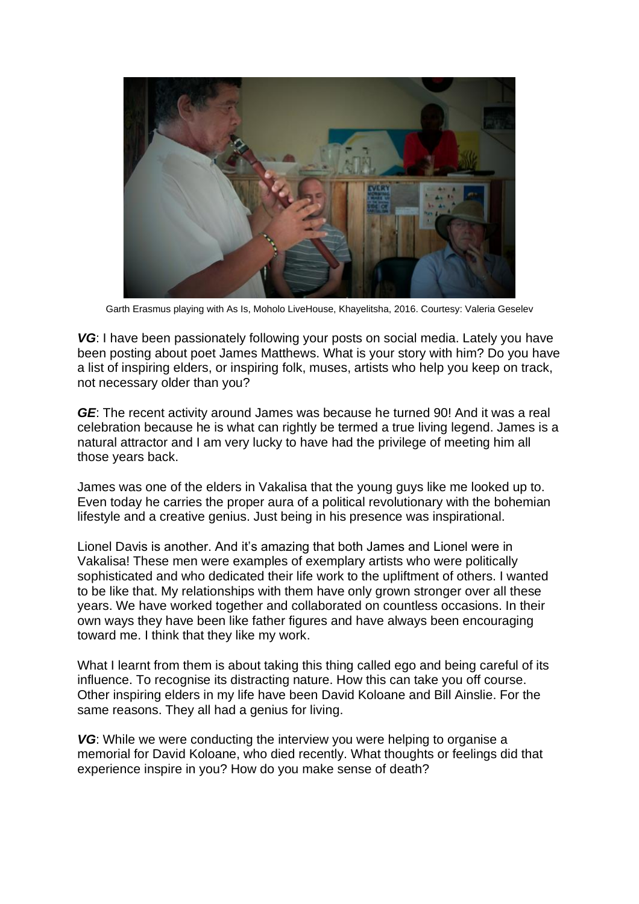Garth Erasmus playing with As Is, Moholo LiveHouse, Khayelitsha, 2016. Courtesy: Valeria Geselev

***VG***: I have been passionately following your posts on social media. Lately you have been posting about poet James Matthews. What is your story with him? Do you have a list of inspiring elders, or inspiring folk, muses, artists who help you keep on track, not necessary older than you?

***GE***: The recent activity around James was because he turned 90! And it was a real celebration because he is what can rightly be termed a true living legend. James is a natural attractor and I am very lucky to have had the privilege of meeting him all those years back.

James was one of the elders in Vakalisa that the young guys like me looked up to. Even today he carries the proper aura of a political revolutionary with the bohemian lifestyle and a creative genius. Just being in his presence was inspirational.

Lionel Davis is another. And it's amazing that both James and Lionel were in Vakalisa! These men were examples of exemplary artists who were politically sophisticated and who dedicated their life work to the upliftment of others. I wanted to be like that. My relationships with them have only grown stronger over all these years. We have worked together and collaborated on countless occasions. In their own ways they have been like father figures and have always been encouraging toward me. I think that they like my work.

What I learnt from them is about taking this thing called ego and being careful of its influence. To recognise its distracting nature. How this can take you off course. Other inspiring elders in my life have been David Koloane and Bill Ainslie. For the same reasons. They all had a genius for living.

***VG***: While we were conducting the interview you were helping to organise a memorial for David Koloane, who died recently. What thoughts or feelings did that experience inspire in you? How do you make sense of death?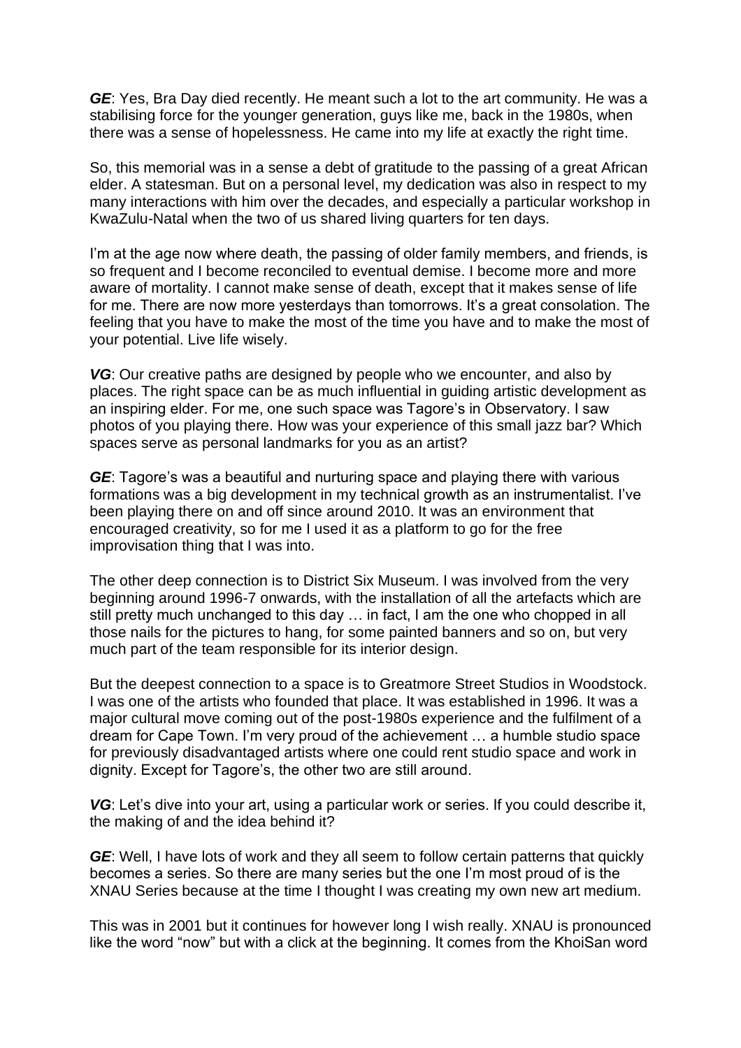***GE***: Yes, Bra Day died recently. He meant such a lot to the art community. He was a stabilising force for the younger generation, guys like me, back in the 1980s, when there was a sense of hopelessness. He came into my life at exactly the right time.

So, this memorial was in a sense a debt of gratitude to the passing of a great African elder. A statesman. But on a personal level, my dedication was also in respect to my many interactions with him over the decades, and especially a particular workshop in KwaZulu-Natal when the two of us shared living quarters for ten days.

I'm at the age now where death, the passing of older family members, and friends, is so frequent and I become reconciled to eventual demise. I become more and more aware of mortality. I cannot make sense of death, except that it makes sense of life for me. There are now more yesterdays than tomorrows. It's a great consolation. The feeling that you have to make the most of the time you have and to make the most of your potential. Live life wisely.

***VG***: Our creative paths are designed by people who we encounter, and also by places. The right space can be as much influential in guiding artistic development as an inspiring elder. For me, one such space was Tagore's in Observatory. I saw photos of you playing there. How was your experience of this small jazz bar? Which spaces serve as personal landmarks for you as an artist?

***GE***: Tagore's was a beautiful and nurturing space and playing there with various formations was a big development in my technical growth as an instrumentalist. I've been playing there on and off since around 2010. It was an environment that encouraged creativity, so for me I used it as a platform to go for the free improvisation thing that I was into.

The other deep connection is to District Six Museum. I was involved from the very beginning around 1996-7 onwards, with the installation of all the artefacts which are still pretty much unchanged to this day … in fact, I am the one who chopped in all those nails for the pictures to hang, for some painted banners and so on, but very much part of the team responsible for its interior design.

But the deepest connection to a space is to Greatmore Street Studios in Woodstock. I was one of the artists who founded that place. It was established in 1996. It was a major cultural move coming out of the post-1980s experience and the fulfilment of a dream for Cape Town. I'm very proud of the achievement … a humble studio space for previously disadvantaged artists where one could rent studio space and work in dignity. Except for Tagore's, the other two are still around.

***VG***: Let's dive into your art, using a particular work or series. If you could describe it, the making of and the idea behind it?

***GE***: Well, I have lots of work and they all seem to follow certain patterns that quickly becomes a series. So there are many series but the one I'm most proud of is the XNAU Series because at the time I thought I was creating my own new art medium.

This was in 2001 but it continues for however long I wish really. XNAU is pronounced like the word "now" but with a click at the beginning. It comes from the KhoiSan word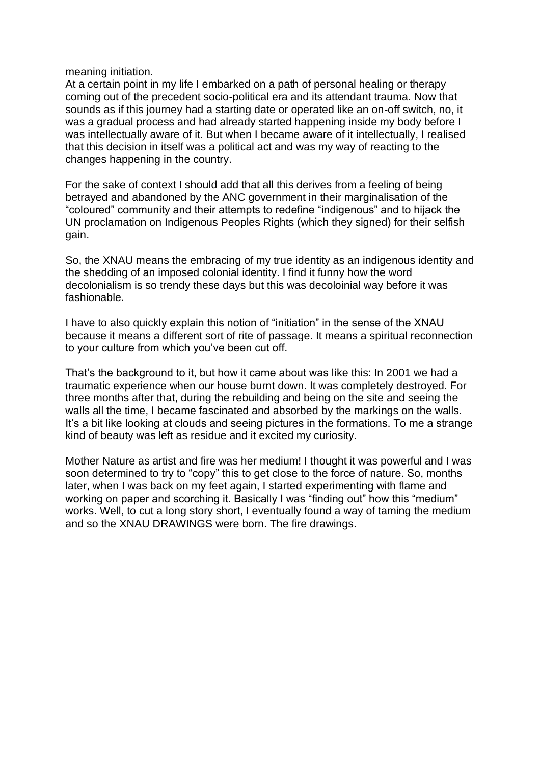meaning initiation.
At a certain point in my life I embarked on a path of personal healing or therapy coming out of the precedent socio-political era and its attendant trauma. Now that sounds as if this journey had a starting date or operated like an on-off switch, no, it was a gradual process and had already started happening inside my body before I was intellectually aware of it. But when I became aware of it intellectually, I realised that this decision in itself was a political act and was my way of reacting to the changes happening in the country.

For the sake of context I should add that all this derives from a feeling of being betrayed and abandoned by the ANC government in their marginalisation of the "coloured" community and their attempts to redefine "indigenous" and to hijack the UN proclamation on Indigenous Peoples Rights (which they signed) for their selfish gain.

So, the XNAU means the embracing of my true identity as an indigenous identity and the shedding of an imposed colonial identity. I find it funny how the word decolonialism is so trendy these days but this was decoloinial way before it was fashionable.

I have to also quickly explain this notion of "initiation" in the sense of the XNAU because it means a different sort of rite of passage. It means a spiritual reconnection to your culture from which you've been cut off.

That's the background to it, but how it came about was like this: In 2001 we had a traumatic experience when our house burnt down. It was completely destroyed. For three months after that, during the rebuilding and being on the site and seeing the walls all the time, I became fascinated and absorbed by the markings on the walls. It's a bit like looking at clouds and seeing pictures in the formations. To me a strange kind of beauty was left as residue and it excited my curiosity.

Mother Nature as artist and fire was her medium! I thought it was powerful and I was soon determined to try to "copy" this to get close to the force of nature. So, months later, when I was back on my feet again, I started experimenting with flame and working on paper and scorching it. Basically I was "finding out" how this "medium" works. Well, to cut a long story short, I eventually found a way of taming the medium and so the XNAU DRAWINGS were born. The fire drawings.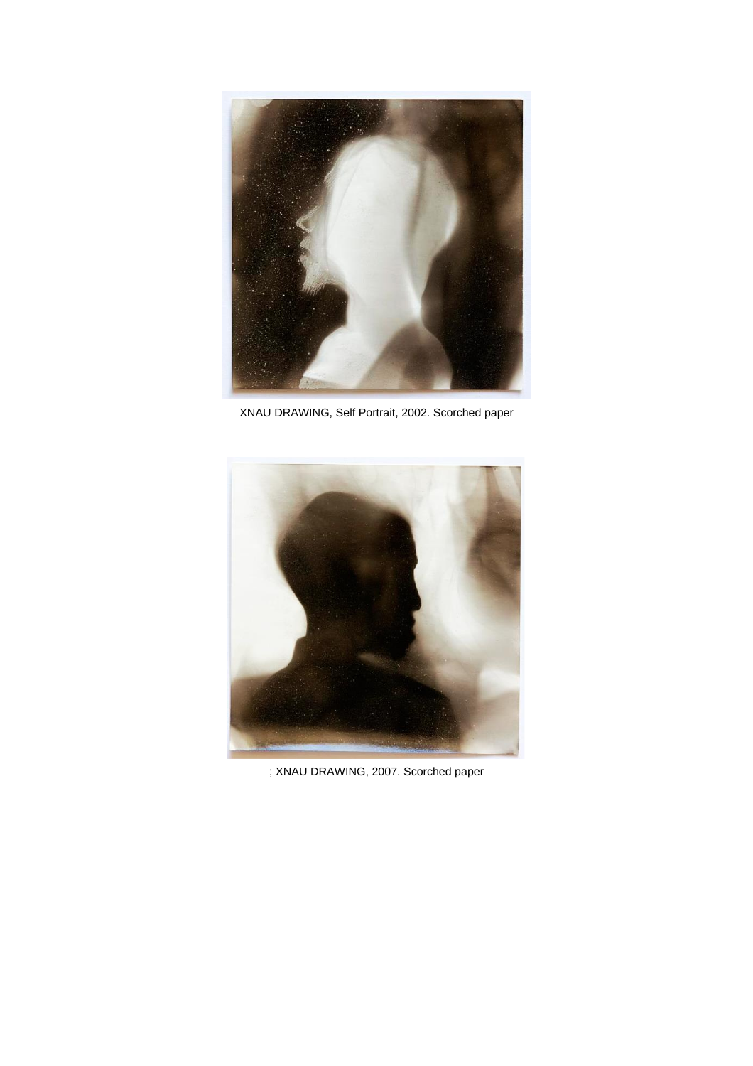XNAU DRAWING, Self Portrait, 2002. Scorched paper

; XNAU DRAWING, 2007. Scorched paper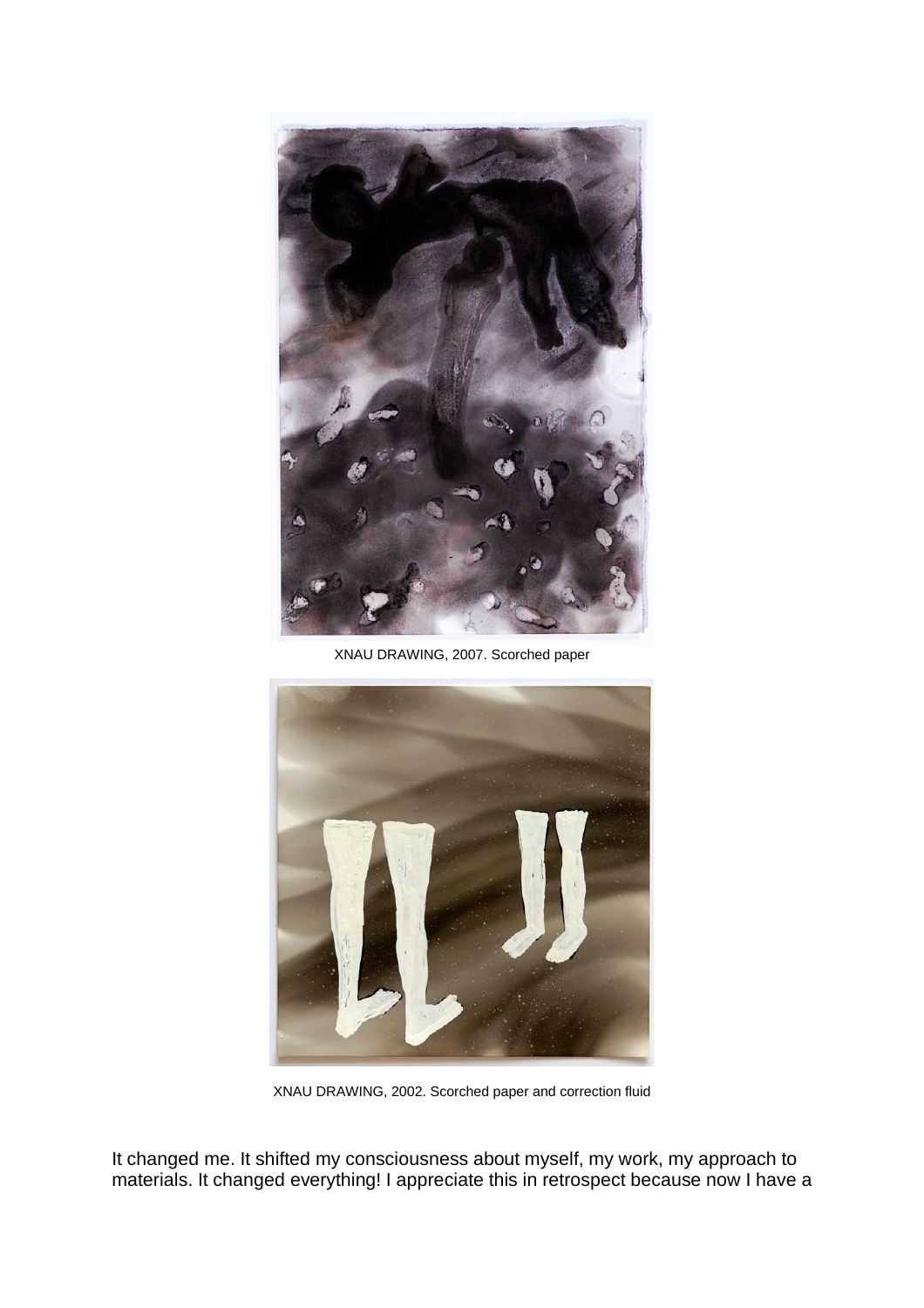XNAU DRAWING, 2007. Scorched paper

XNAU DRAWING, 2002. Scorched paper and correction fluid

It changed me. It shifted my consciousness about myself, my work, my approach to materials. It changed everything! I appreciate this in retrospect because now I have a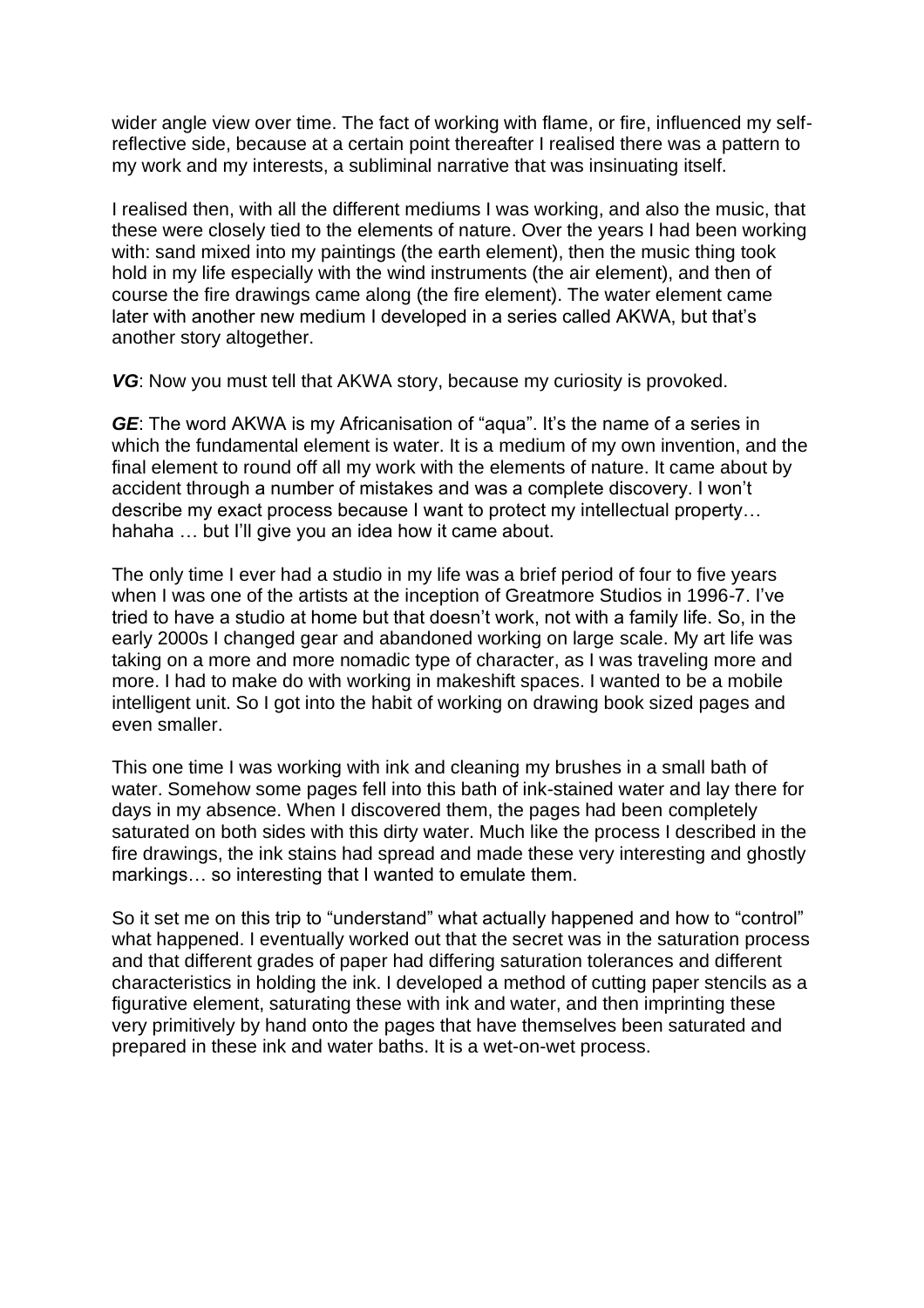wider angle view over time. The fact of working with flame, or fire, influenced my self-reflective side, because at a certain point thereafter I realised there was a pattern to my work and my interests, a subliminal narrative that was insinuating itself.

I realised then, with all the different mediums I was working, and also the music, that these were closely tied to the elements of nature. Over the years I had been working with: sand mixed into my paintings (the earth element), then the music thing took hold in my life especially with the wind instruments (the air element), and then of course the fire drawings came along (the fire element). The water element came later with another new medium I developed in a series called AKWA, but that's another story altogether.

***VG***: Now you must tell that AKWA story, because my curiosity is provoked.

***GE***: The word AKWA is my Africanisation of "aqua". It's the name of a series in which the fundamental element is water. It is a medium of my own invention, and the final element to round off all my work with the elements of nature. It came about by accident through a number of mistakes and was a complete discovery. I won't describe my exact process because I want to protect my intellectual property… hahaha … but I'll give you an idea how it came about.

The only time I ever had a studio in my life was a brief period of four to five years when I was one of the artists at the inception of Greatmore Studios in 1996-7. I've tried to have a studio at home but that doesn't work, not with a family life. So, in the early 2000s I changed gear and abandoned working on large scale. My art life was taking on a more and more nomadic type of character, as I was traveling more and more. I had to make do with working in makeshift spaces. I wanted to be a mobile intelligent unit. So I got into the habit of working on drawing book sized pages and even smaller.

This one time I was working with ink and cleaning my brushes in a small bath of water. Somehow some pages fell into this bath of ink-stained water and lay there for days in my absence. When I discovered them, the pages had been completely saturated on both sides with this dirty water. Much like the process I described in the fire drawings, the ink stains had spread and made these very interesting and ghostly markings… so interesting that I wanted to emulate them.

So it set me on this trip to "understand" what actually happened and how to "control" what happened. I eventually worked out that the secret was in the saturation process and that different grades of paper had differing saturation tolerances and different characteristics in holding the ink. I developed a method of cutting paper stencils as a figurative element, saturating these with ink and water, and then imprinting these very primitively by hand onto the pages that have themselves been saturated and prepared in these ink and water baths. It is a wet-on-wet process.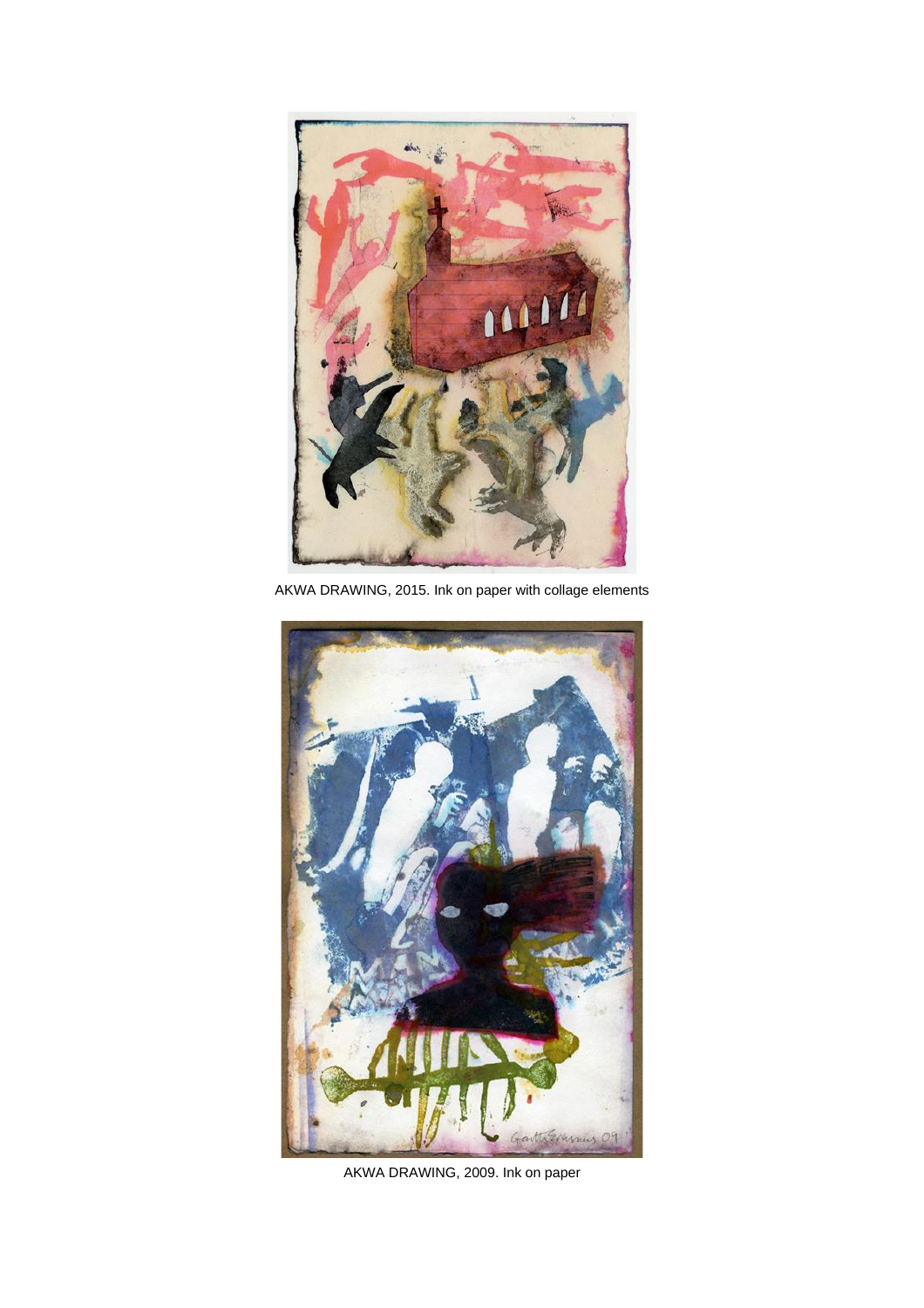AKWA DRAWING, 2015. Ink on paper with collage elements

AKWA DRAWING, 2009. Ink on paper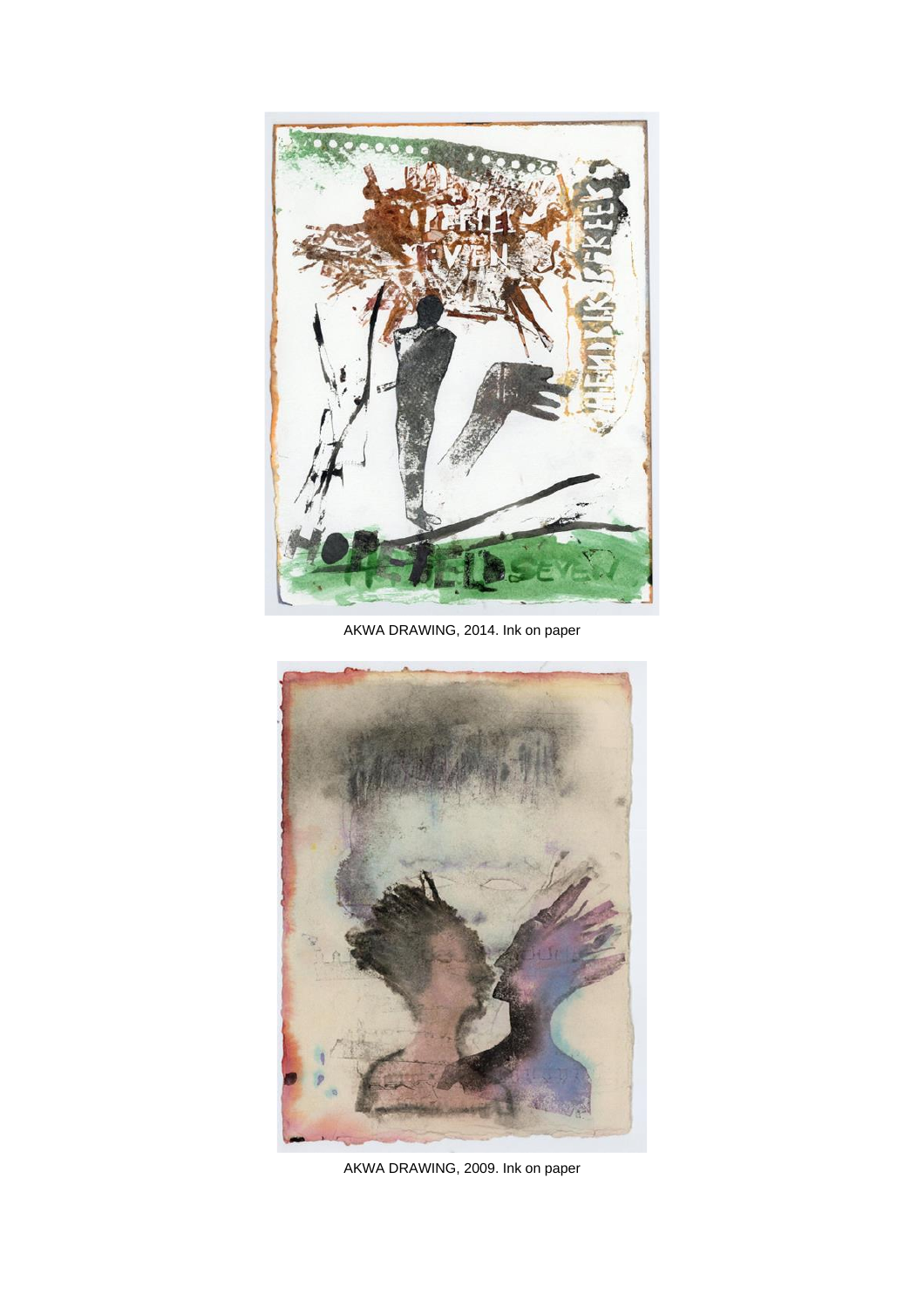AKWA DRAWING, 2014. Ink on paper

AKWA DRAWING, 2009. Ink on paper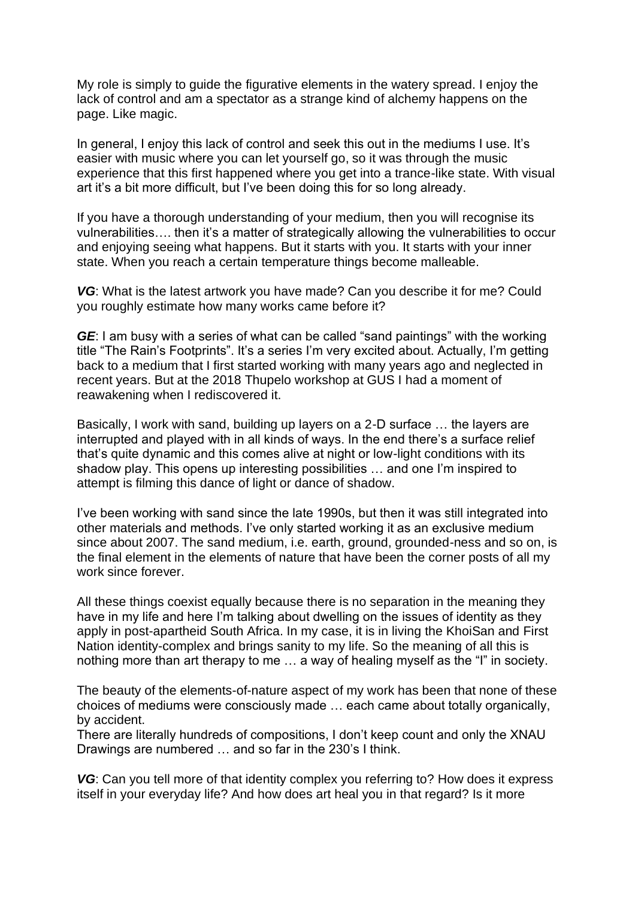My role is simply to guide the figurative elements in the watery spread. I enjoy the lack of control and am a spectator as a strange kind of alchemy happens on the page. Like magic.

In general, I enjoy this lack of control and seek this out in the mediums I use. It's easier with music where you can let yourself go, so it was through the music experience that this first happened where you get into a trance-like state. With visual art it's a bit more difficult, but I've been doing this for so long already.

If you have a thorough understanding of your medium, then you will recognise its vulnerabilities…. then it's a matter of strategically allowing the vulnerabilities to occur and enjoying seeing what happens. But it starts with you. It starts with your inner state. When you reach a certain temperature things become malleable.

***VG***: What is the latest artwork you have made? Can you describe it for me? Could you roughly estimate how many works came before it?

***GE***: I am busy with a series of what can be called "sand paintings" with the working title "The Rain's Footprints". It's a series I'm very excited about. Actually, I'm getting back to a medium that I first started working with many years ago and neglected in recent years. But at the 2018 Thupelo workshop at GUS I had a moment of reawakening when I rediscovered it.

Basically, I work with sand, building up layers on a 2-D surface … the layers are interrupted and played with in all kinds of ways. In the end there's a surface relief that's quite dynamic and this comes alive at night or low-light conditions with its shadow play. This opens up interesting possibilities … and one I'm inspired to attempt is filming this dance of light or dance of shadow.

I've been working with sand since the late 1990s, but then it was still integrated into other materials and methods. I've only started working it as an exclusive medium since about 2007. The sand medium, i.e. earth, ground, grounded-ness and so on, is the final element in the elements of nature that have been the corner posts of all my work since forever.

All these things coexist equally because there is no separation in the meaning they have in my life and here I'm talking about dwelling on the issues of identity as they apply in post-apartheid South Africa. In my case, it is in living the KhoiSan and First Nation identity-complex and brings sanity to my life. So the meaning of all this is nothing more than art therapy to me … a way of healing myself as the "I" in society.

The beauty of the elements-of-nature aspect of my work has been that none of these choices of mediums were consciously made … each came about totally organically, by accident.
There are literally hundreds of compositions, I don't keep count and only the XNAU Drawings are numbered … and so far in the 230's I think.

***VG***: Can you tell more of that identity complex you referring to? How does it express itself in your everyday life? And how does art heal you in that regard? Is it more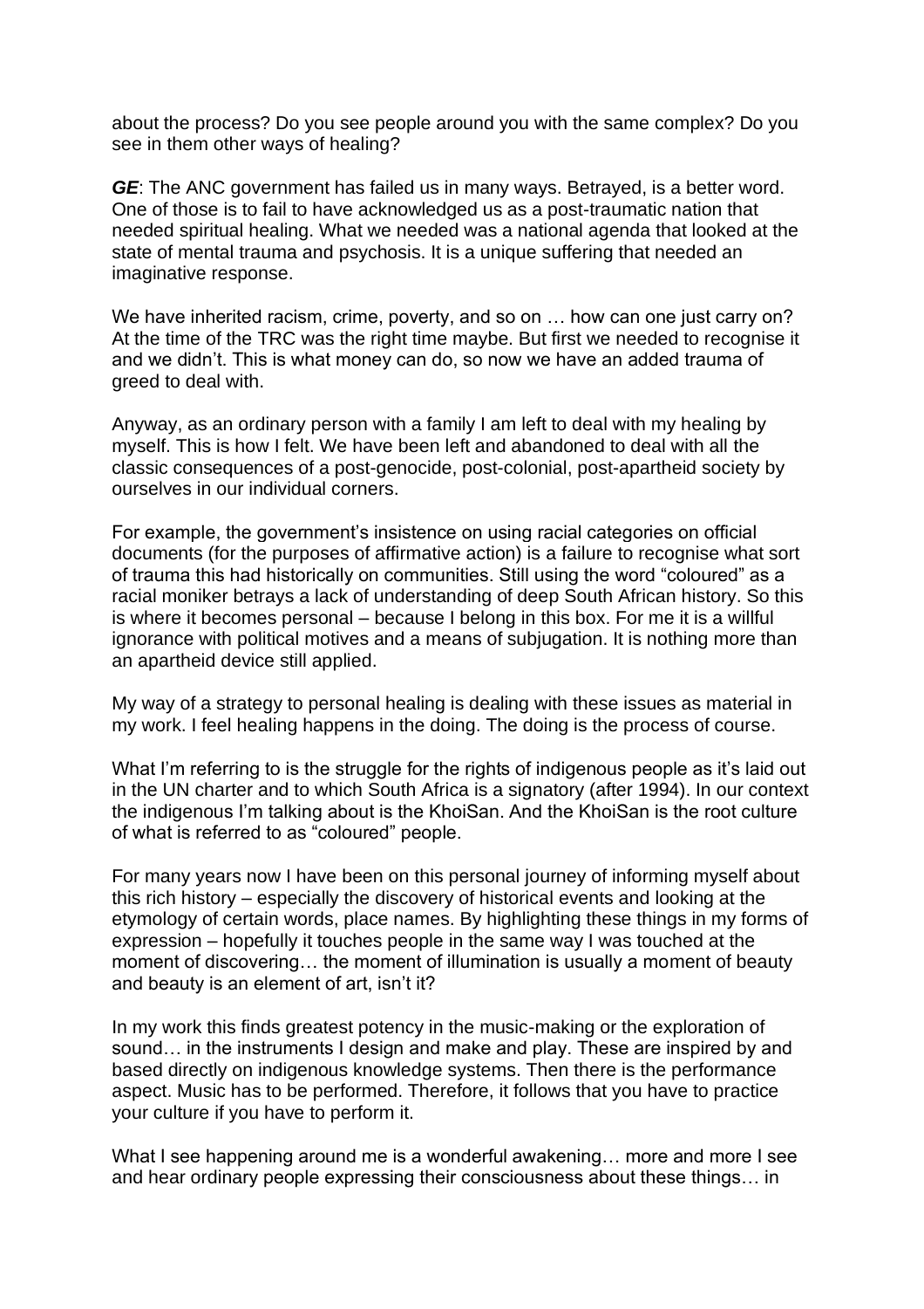about the process? Do you see people around you with the same complex? Do you see in them other ways of healing?

***GE***: The ANC government has failed us in many ways. Betrayed, is a better word. One of those is to fail to have acknowledged us as a post-traumatic nation that needed spiritual healing. What we needed was a national agenda that looked at the state of mental trauma and psychosis. It is a unique suffering that needed an imaginative response.

We have inherited racism, crime, poverty, and so on … how can one just carry on? At the time of the TRC was the right time maybe. But first we needed to recognise it and we didn't. This is what money can do, so now we have an added trauma of greed to deal with.

Anyway, as an ordinary person with a family I am left to deal with my healing by myself. This is how I felt. We have been left and abandoned to deal with all the classic consequences of a post-genocide, post-colonial, post-apartheid society by ourselves in our individual corners.

For example, the government's insistence on using racial categories on official documents (for the purposes of affirmative action) is a failure to recognise what sort of trauma this had historically on communities. Still using the word "coloured" as a racial moniker betrays a lack of understanding of deep South African history. So this is where it becomes personal – because I belong in this box. For me it is a willful ignorance with political motives and a means of subjugation. It is nothing more than an apartheid device still applied.

My way of a strategy to personal healing is dealing with these issues as material in my work. I feel healing happens in the doing. The doing is the process of course.

What I'm referring to is the struggle for the rights of indigenous people as it's laid out in the UN charter and to which South Africa is a signatory (after 1994). In our context the indigenous I'm talking about is the KhoiSan. And the KhoiSan is the root culture of what is referred to as "coloured" people.

For many years now I have been on this personal journey of informing myself about this rich history – especially the discovery of historical events and looking at the etymology of certain words, place names. By highlighting these things in my forms of expression – hopefully it touches people in the same way I was touched at the moment of discovering… the moment of illumination is usually a moment of beauty and beauty is an element of art, isn't it?

In my work this finds greatest potency in the music-making or the exploration of sound… in the instruments I design and make and play. These are inspired by and based directly on indigenous knowledge systems. Then there is the performance aspect. Music has to be performed. Therefore, it follows that you have to practice your culture if you have to perform it.

What I see happening around me is a wonderful awakening… more and more I see and hear ordinary people expressing their consciousness about these things… in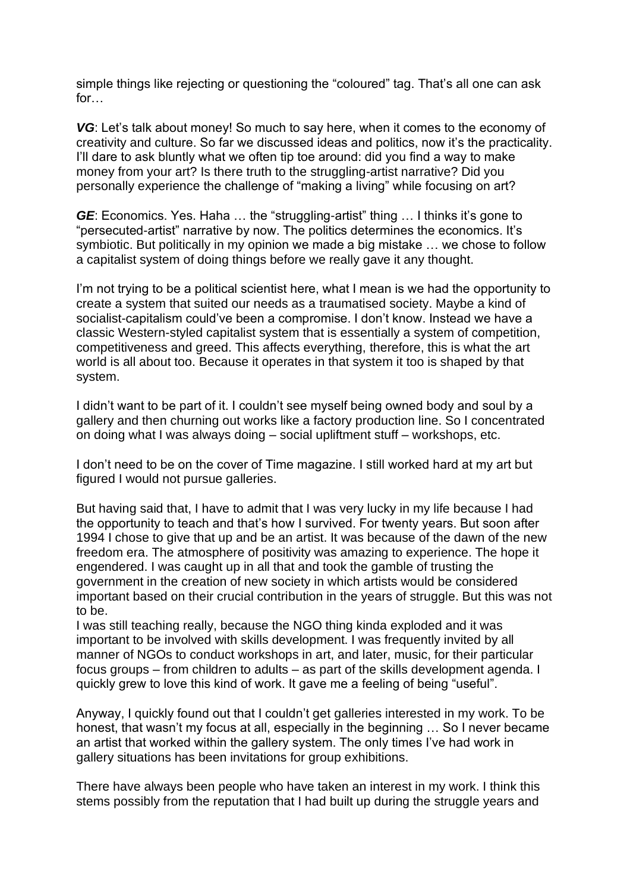simple things like rejecting or questioning the "coloured" tag. That's all one can ask for…

***VG***: Let's talk about money! So much to say here, when it comes to the economy of creativity and culture. So far we discussed ideas and politics, now it's the practicality. I'll dare to ask bluntly what we often tip toe around: did you find a way to make money from your art? Is there truth to the struggling-artist narrative? Did you personally experience the challenge of "making a living" while focusing on art?

***GE***: Economics. Yes. Haha … the "struggling-artist" thing … I thinks it's gone to "persecuted-artist" narrative by now. The politics determines the economics. It's symbiotic. But politically in my opinion we made a big mistake … we chose to follow a capitalist system of doing things before we really gave it any thought.

I'm not trying to be a political scientist here, what I mean is we had the opportunity to create a system that suited our needs as a traumatised society. Maybe a kind of socialist-capitalism could've been a compromise. I don't know. Instead we have a classic Western-styled capitalist system that is essentially a system of competition, competitiveness and greed. This affects everything, therefore, this is what the art world is all about too. Because it operates in that system it too is shaped by that system.

I didn't want to be part of it. I couldn't see myself being owned body and soul by a gallery and then churning out works like a factory production line. So I concentrated on doing what I was always doing – social upliftment stuff – workshops, etc.

I don't need to be on the cover of Time magazine. I still worked hard at my art but figured I would not pursue galleries.

But having said that, I have to admit that I was very lucky in my life because I had the opportunity to teach and that's how I survived. For twenty years. But soon after 1994 I chose to give that up and be an artist. It was because of the dawn of the new freedom era. The atmosphere of positivity was amazing to experience. The hope it engendered. I was caught up in all that and took the gamble of trusting the government in the creation of new society in which artists would be considered important based on their crucial contribution in the years of struggle. But this was not to be.
I was still teaching really, because the NGO thing kinda exploded and it was important to be involved with skills development. I was frequently invited by all manner of NGOs to conduct workshops in art, and later, music, for their particular focus groups – from children to adults – as part of the skills development agenda. I quickly grew to love this kind of work. It gave me a feeling of being "useful".

Anyway, I quickly found out that I couldn't get galleries interested in my work. To be honest, that wasn't my focus at all, especially in the beginning … So I never became an artist that worked within the gallery system. The only times I've had work in gallery situations has been invitations for group exhibitions.

There have always been people who have taken an interest in my work. I think this stems possibly from the reputation that I had built up during the struggle years and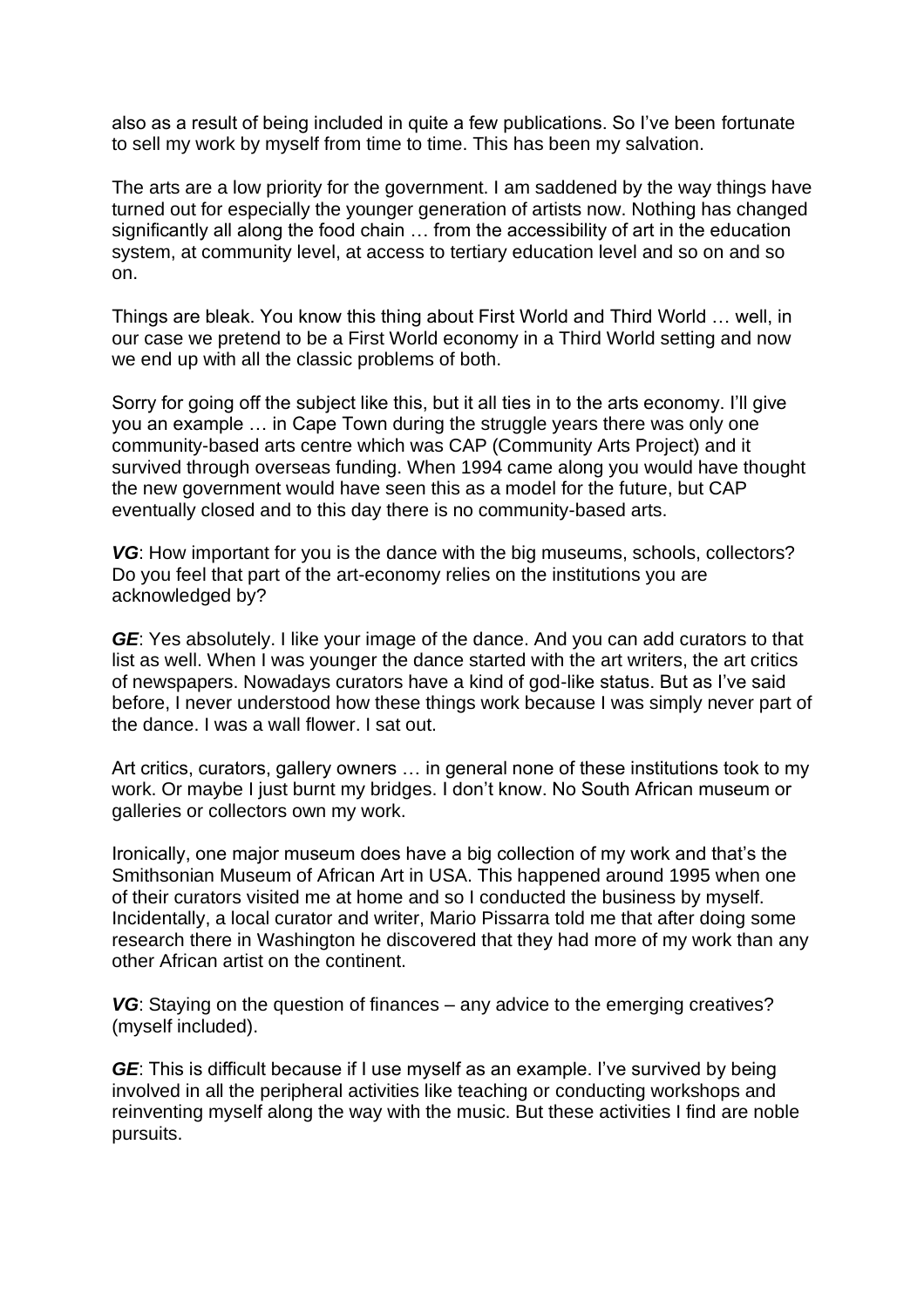also as a result of being included in quite a few publications. So I've been fortunate to sell my work by myself from time to time. This has been my salvation.

The arts are a low priority for the government. I am saddened by the way things have turned out for especially the younger generation of artists now. Nothing has changed significantly all along the food chain … from the accessibility of art in the education system, at community level, at access to tertiary education level and so on and so on.

Things are bleak. You know this thing about First World and Third World … well, in our case we pretend to be a First World economy in a Third World setting and now we end up with all the classic problems of both.

Sorry for going off the subject like this, but it all ties in to the arts economy. I'll give you an example … in Cape Town during the struggle years there was only one community-based arts centre which was CAP (Community Arts Project) and it survived through overseas funding. When 1994 came along you would have thought the new government would have seen this as a model for the future, but CAP eventually closed and to this day there is no community-based arts.

***VG***: How important for you is the dance with the big museums, schools, collectors? Do you feel that part of the art-economy relies on the institutions you are acknowledged by?

***GE***: Yes absolutely. I like your image of the dance. And you can add curators to that list as well. When I was younger the dance started with the art writers, the art critics of newspapers. Nowadays curators have a kind of god-like status. But as I've said before, I never understood how these things work because I was simply never part of the dance. I was a wall flower. I sat out.

Art critics, curators, gallery owners … in general none of these institutions took to my work. Or maybe I just burnt my bridges. I don't know. No South African museum or galleries or collectors own my work.

Ironically, one major museum does have a big collection of my work and that's the Smithsonian Museum of African Art in USA. This happened around 1995 when one of their curators visited me at home and so I conducted the business by myself. Incidentally, a local curator and writer, Mario Pissarra told me that after doing some research there in Washington he discovered that they had more of my work than any other African artist on the continent.

***VG***: Staying on the question of finances – any advice to the emerging creatives? (myself included).

***GE***: This is difficult because if I use myself as an example. I've survived by being involved in all the peripheral activities like teaching or conducting workshops and reinventing myself along the way with the music. But these activities I find are noble pursuits.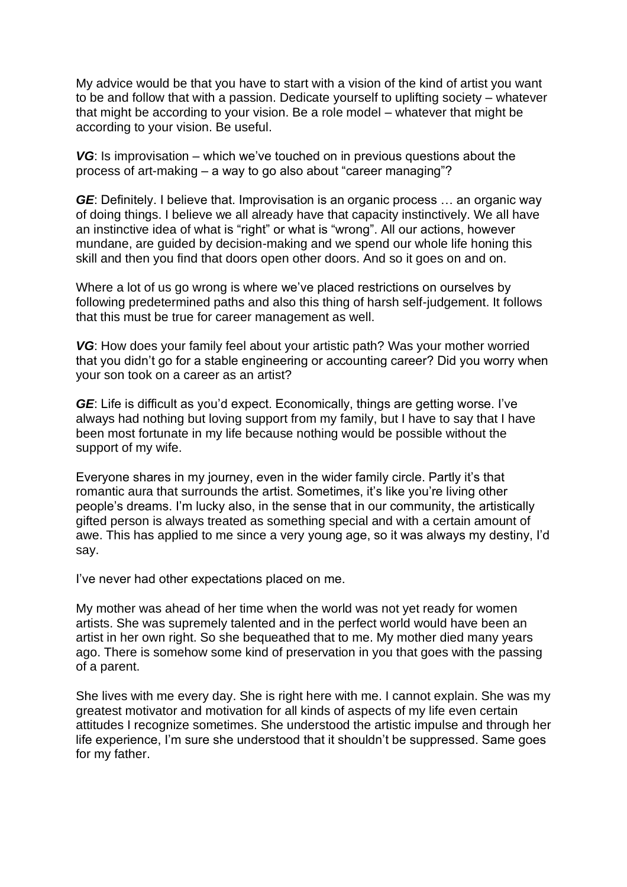My advice would be that you have to start with a vision of the kind of artist you want to be and follow that with a passion. Dedicate yourself to uplifting society – whatever that might be according to your vision. Be a role model – whatever that might be according to your vision. Be useful.

***VG***: Is improvisation – which we've touched on in previous questions about the process of art-making – a way to go also about "career managing"?

***GE***: Definitely. I believe that. Improvisation is an organic process … an organic way of doing things. I believe we all already have that capacity instinctively. We all have an instinctive idea of what is "right" or what is "wrong". All our actions, however mundane, are guided by decision-making and we spend our whole life honing this skill and then you find that doors open other doors. And so it goes on and on.

Where a lot of us go wrong is where we've placed restrictions on ourselves by following predetermined paths and also this thing of harsh self-judgement. It follows that this must be true for career management as well.

***VG***: How does your family feel about your artistic path? Was your mother worried that you didn't go for a stable engineering or accounting career? Did you worry when your son took on a career as an artist?

***GE***: Life is difficult as you'd expect. Economically, things are getting worse. I've always had nothing but loving support from my family, but I have to say that I have been most fortunate in my life because nothing would be possible without the support of my wife.

Everyone shares in my journey, even in the wider family circle. Partly it's that romantic aura that surrounds the artist. Sometimes, it's like you're living other people's dreams. I'm lucky also, in the sense that in our community, the artistically gifted person is always treated as something special and with a certain amount of awe. This has applied to me since a very young age, so it was always my destiny, I'd say.

I've never had other expectations placed on me.

My mother was ahead of her time when the world was not yet ready for women artists. She was supremely talented and in the perfect world would have been an artist in her own right. So she bequeathed that to me. My mother died many years ago. There is somehow some kind of preservation in you that goes with the passing of a parent.

She lives with me every day. She is right here with me. I cannot explain. She was my greatest motivator and motivation for all kinds of aspects of my life even certain attitudes I recognize sometimes. She understood the artistic impulse and through her life experience, I'm sure she understood that it shouldn't be suppressed. Same goes for my father.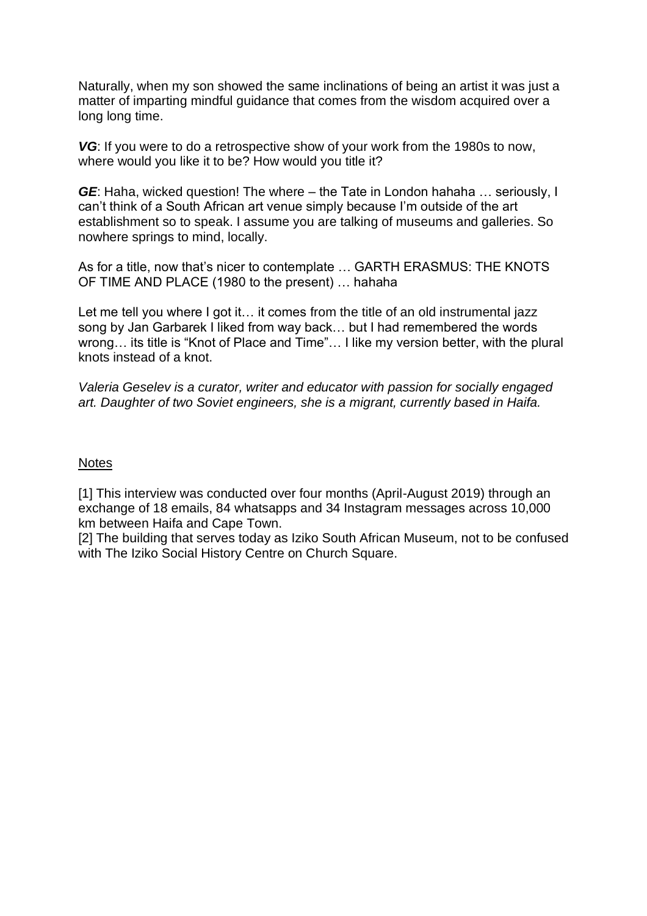Naturally, when my son showed the same inclinations of being an artist it was just a matter of imparting mindful guidance that comes from the wisdom acquired over a long long time.

***VG***: If you were to do a retrospective show of your work from the 1980s to now, where would you like it to be? How would you title it?

***GE***: Haha, wicked question! The where – the Tate in London hahaha … seriously, I can't think of a South African art venue simply because I'm outside of the art establishment so to speak. I assume you are talking of museums and galleries. So nowhere springs to mind, locally.

As for a title, now that's nicer to contemplate … GARTH ERASMUS: THE KNOTS OF TIME AND PLACE (1980 to the present) … hahaha

Let me tell you where I got it… it comes from the title of an old instrumental jazz song by Jan Garbarek I liked from way back… but I had remembered the words wrong… its title is "Knot of Place and Time"… I like my version better, with the plural knots instead of a knot.

*Valeria Geselev is a curator, writer and educator with passion for socially engaged art. Daughter of two Soviet engineers, she is a migrant, currently based in Haifa.*

## Notes

[1] This interview was conducted over four months (April-August 2019) through an exchange of 18 emails, 84 whatsapps and 34 Instagram messages across 10,000 km between Haifa and Cape Town.

[2] The building that serves today as Iziko South African Museum, not to be confused with The Iziko Social History Centre on Church Square.